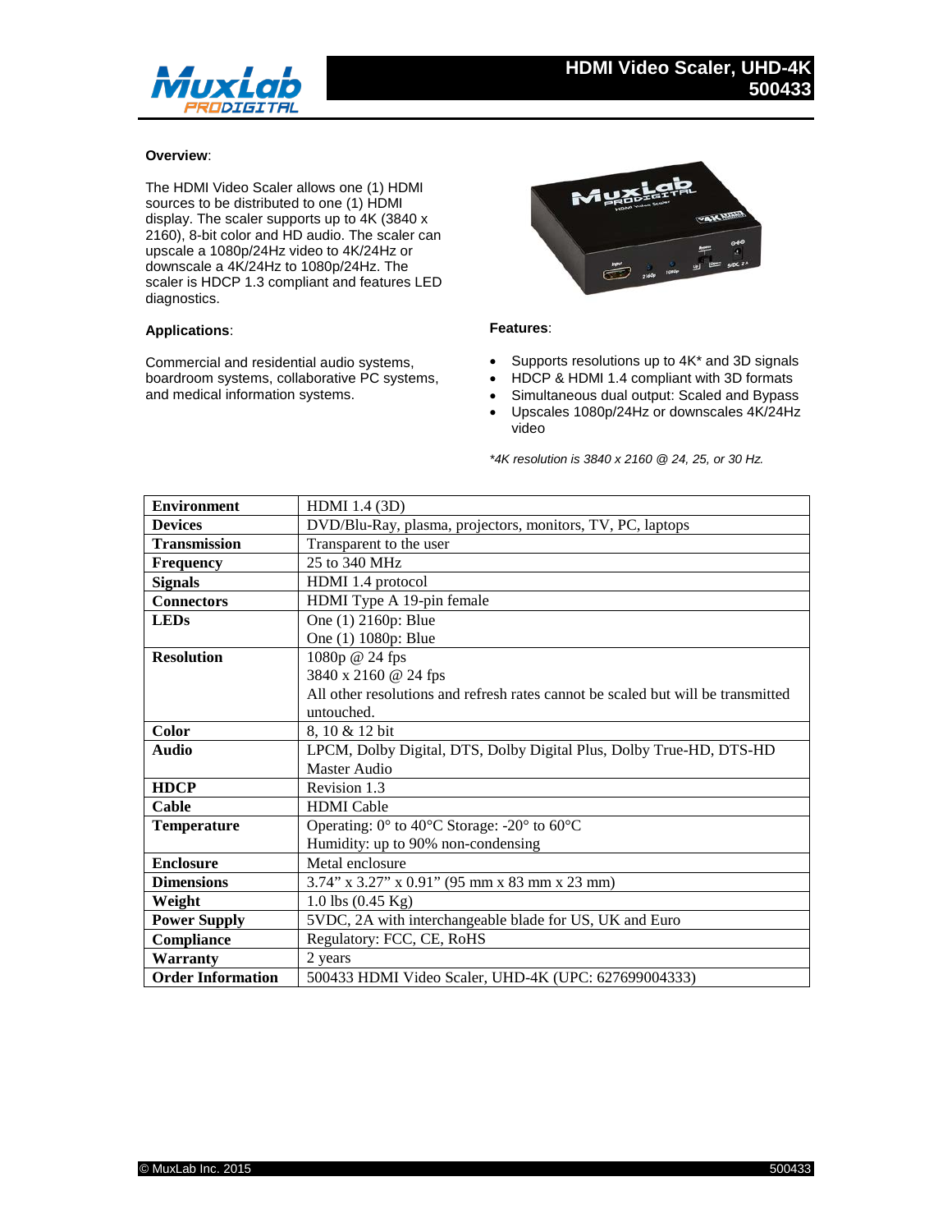# HDMI Video Scaler, UHD-4K
# 500433

**Overview**:

The HDMI Video Scaler allows one (1) HDMI sources to be distributed to one (1) HDMI display. The scaler supports up to 4K (3840 x 2160), 8-bit color and HD audio. The scaler can upscale a 1080p/24Hz video to 4K/24Hz or downscale a 4K/24Hz to 1080p/24Hz. The scaler is HDCP 1.3 compliant and features LED diagnostics.

**Applications**:

Commercial and residential audio systems, boardroom systems, collaborative PC systems, and medical information systems.

**Features**:

- Supports resolutions up to 4K* and 3D signals
- HDCP & HDMI 1.4 compliant with 3D formats
- Simultaneous dual output: Scaled and Bypass
- Upscales 1080p/24Hz or downscales 4K/24Hz video

*\*4K resolution is 3840 x 2160 @ 24, 25, or 30 Hz.*

| | |
|---|---|
| **Environment** | HDMI 1.4 (3D) |
| **Devices** | DVD/Blu-Ray, plasma, projectors, monitors, TV, PC, laptops |
| **Transmission** | Transparent to the user |
| **Frequency** | 25 to 340 MHz |
| **Signals** | HDMI 1.4 protocol |
| **Connectors** | HDMI Type A 19-pin female |
| **LEDs** | One (1) 2160p: Blue<br>One (1) 1080p: Blue |
| **Resolution** | 1080p @ 24 fps<br>3840 x 2160 @ 24 fps<br>All other resolutions and refresh rates cannot be scaled but will be transmitted untouched. |
| **Color** | 8, 10 & 12 bit |
| **Audio** | LPCM, Dolby Digital, DTS, Dolby Digital Plus, Dolby True-HD, DTS-HD Master Audio |
| **HDCP** | Revision 1.3 |
| **Cable** | HDMI Cable |
| **Temperature** | Operating: 0° to 40°C Storage: -20° to 60°C<br>Humidity: up to 90% non-condensing |
| **Enclosure** | Metal enclosure |
| **Dimensions** | 3.74" x 3.27" x 0.91" (95 mm x 83 mm x 23 mm) |
| **Weight** | 1.0 lbs (0.45 Kg) |
| **Power Supply** | 5VDC, 2A with interchangeable blade for US, UK and Euro |
| **Compliance** | Regulatory: FCC, CE, RoHS |
| **Warranty** | 2 years |
| **Order Information** | 500433 HDMI Video Scaler, UHD-4K (UPC: 627699004333) |

© MuxLab Inc. 2015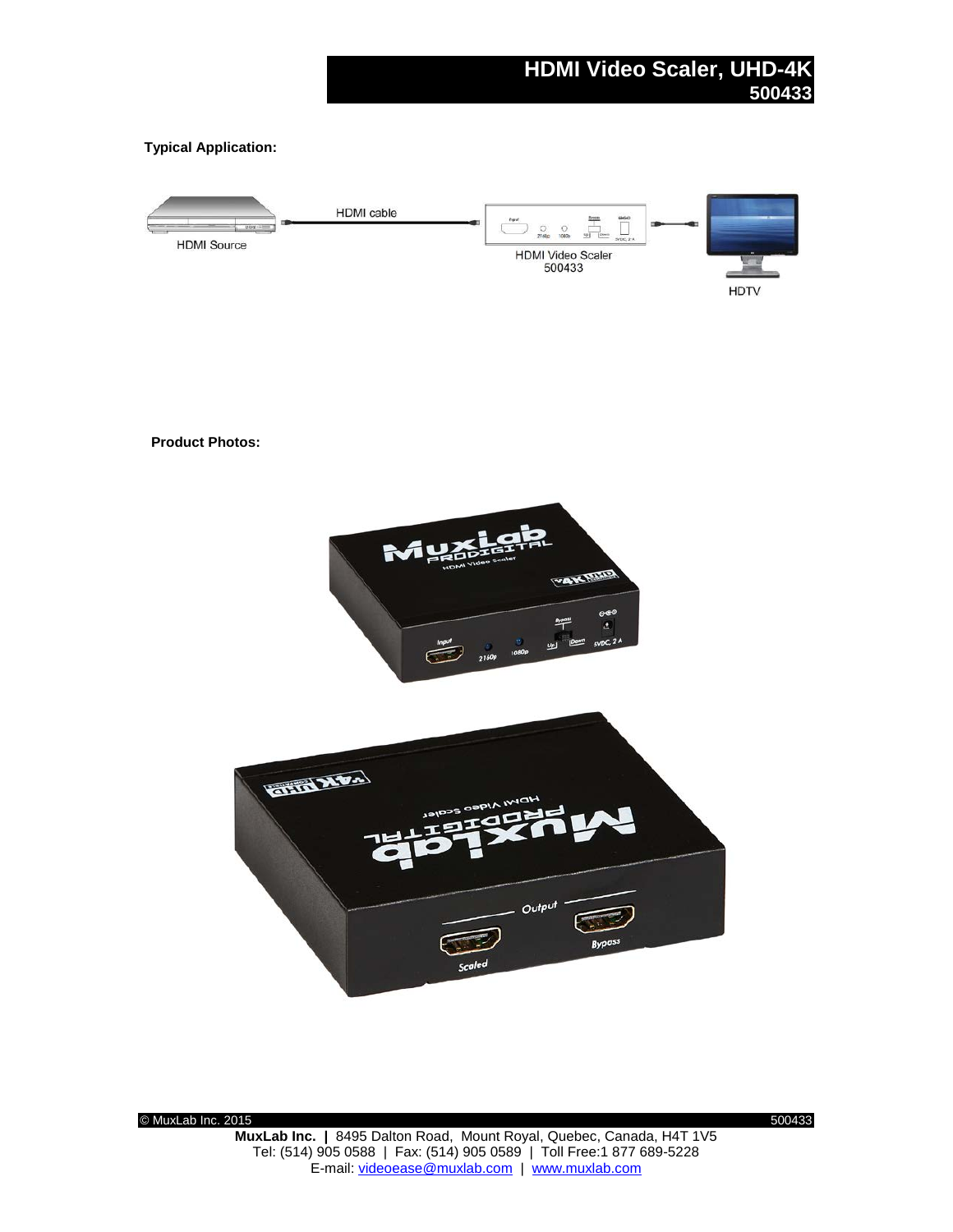# HDMI Video Scaler, UHD-4K
## 500433

**Typical Application:**

HDMI Source

HDMI cable

HDMI Video Scaler
500433

HDTV

**Product Photos:**

© MuxLab Inc. 2015

**MuxLab Inc. |** 8495 Dalton Road, Mount Royal, Quebec, Canada, H4T 1V5
Tel: (514) 905 0588 | Fax: (514) 905 0589 | Toll Free:1 877 689-5228
E-mail: videoease@muxlab.com | www.muxlab.com